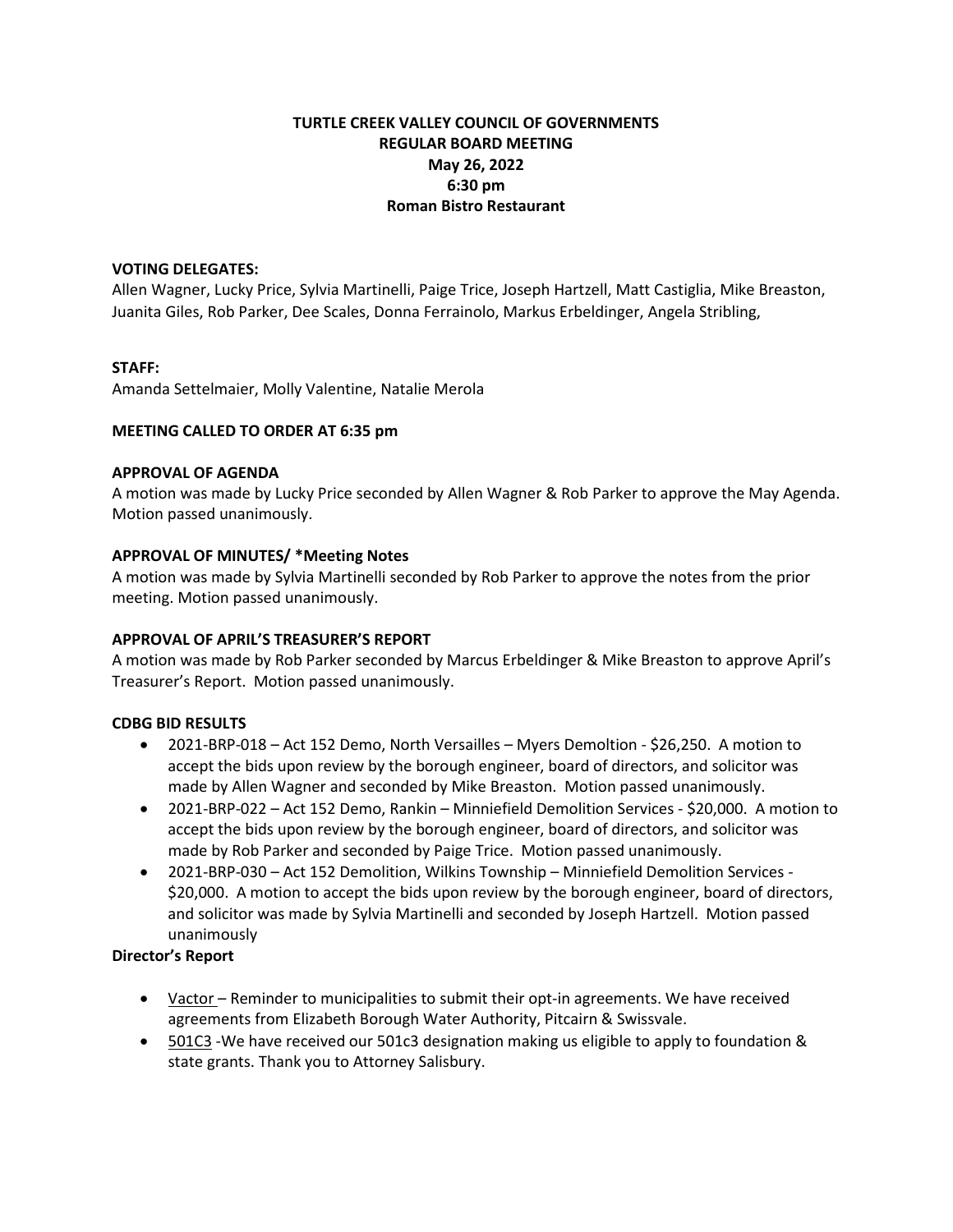**TURTLE CREEK VALLEY COUNCIL OF GOVERNMENTS**
**REGULAR BOARD MEETING**
**May 26, 2022**
**6:30 pm**
**Roman Bistro Restaurant**

**VOTING DELEGATES:**
Allen Wagner, Lucky Price, Sylvia Martinelli, Paige Trice, Joseph Hartzell, Matt Castiglia, Mike Breaston, Juanita Giles, Rob Parker, Dee Scales, Donna Ferrainolo, Markus Erbeldinger, Angela Stribling,

**STAFF:**
Amanda Settelmaier, Molly Valentine, Natalie Merola

**MEETING CALLED TO ORDER AT 6:35 pm**

**APPROVAL OF AGENDA**
A motion was made by Lucky Price seconded by Allen Wagner & Rob Parker to approve the May Agenda. Motion passed unanimously.

**APPROVAL OF MINUTES/ *Meeting Notes**
A motion was made by Sylvia Martinelli seconded by Rob Parker to approve the notes from the prior meeting. Motion passed unanimously.

**APPROVAL OF APRIL'S TREASURER'S REPORT**
A motion was made by Rob Parker seconded by Marcus Erbeldinger & Mike Breaston to approve April's Treasurer's Report. Motion passed unanimously.

**CDBG BID RESULTS**

- 2021-BRP-018 – Act 152 Demo, North Versailles – Myers Demoltion - $26,250. A motion to accept the bids upon review by the borough engineer, board of directors, and solicitor was made by Allen Wagner and seconded by Mike Breaston. Motion passed unanimously.
- 2021-BRP-022 – Act 152 Demo, Rankin – Minniefield Demolition Services - $20,000. A motion to accept the bids upon review by the borough engineer, board of directors, and solicitor was made by Rob Parker and seconded by Paige Trice. Motion passed unanimously.
- 2021-BRP-030 – Act 152 Demolition, Wilkins Township – Minniefield Demolition Services - $20,000. A motion to accept the bids upon review by the borough engineer, board of directors, and solicitor was made by Sylvia Martinelli and seconded by Joseph Hartzell. Motion passed unanimously

**Director's Report**

- Vactor – Reminder to municipalities to submit their opt-in agreements. We have received agreements from Elizabeth Borough Water Authority, Pitcairn & Swissvale.
- 501C3 -We have received our 501c3 designation making us eligible to apply to foundation & state grants. Thank you to Attorney Salisbury.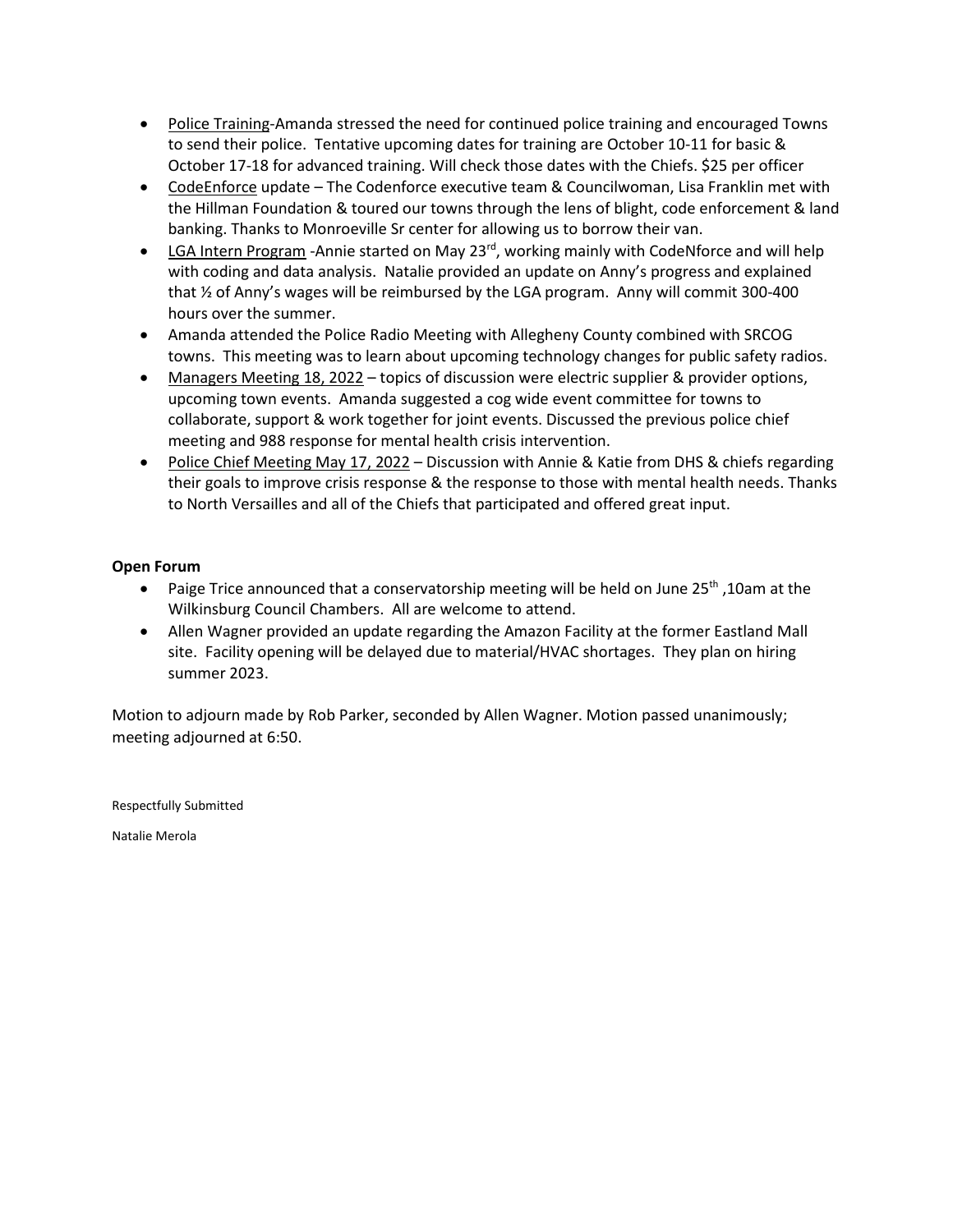- Police Training-Amanda stressed the need for continued police training and encouraged Towns to send their police. Tentative upcoming dates for training are October 10-11 for basic & October 17-18 for advanced training. Will check those dates with the Chiefs. $25 per officer
- CodeEnforce update – The Codenforce executive team & Councilwoman, Lisa Franklin met with the Hillman Foundation & toured our towns through the lens of blight, code enforcement & land banking. Thanks to Monroeville Sr center for allowing us to borrow their van.
- LGA Intern Program -Annie started on May 23rd, working mainly with CodeNforce and will help with coding and data analysis. Natalie provided an update on Anny's progress and explained that ½ of Anny's wages will be reimbursed by the LGA program. Anny will commit 300-400 hours over the summer.
- Amanda attended the Police Radio Meeting with Allegheny County combined with SRCOG towns. This meeting was to learn about upcoming technology changes for public safety radios.
- Managers Meeting 18, 2022 – topics of discussion were electric supplier & provider options, upcoming town events. Amanda suggested a cog wide event committee for towns to collaborate, support & work together for joint events. Discussed the previous police chief meeting and 988 response for mental health crisis intervention.
- Police Chief Meeting May 17, 2022 – Discussion with Annie & Katie from DHS & chiefs regarding their goals to improve crisis response & the response to those with mental health needs. Thanks to North Versailles and all of the Chiefs that participated and offered great input.

**Open Forum**

- Paige Trice announced that a conservatorship meeting will be held on June 25th ,10am at the Wilkinsburg Council Chambers. All are welcome to attend.
- Allen Wagner provided an update regarding the Amazon Facility at the former Eastland Mall site. Facility opening will be delayed due to material/HVAC shortages. They plan on hiring summer 2023.

Motion to adjourn made by Rob Parker, seconded by Allen Wagner. Motion passed unanimously; meeting adjourned at 6:50.

Respectfully Submitted

Natalie Merola